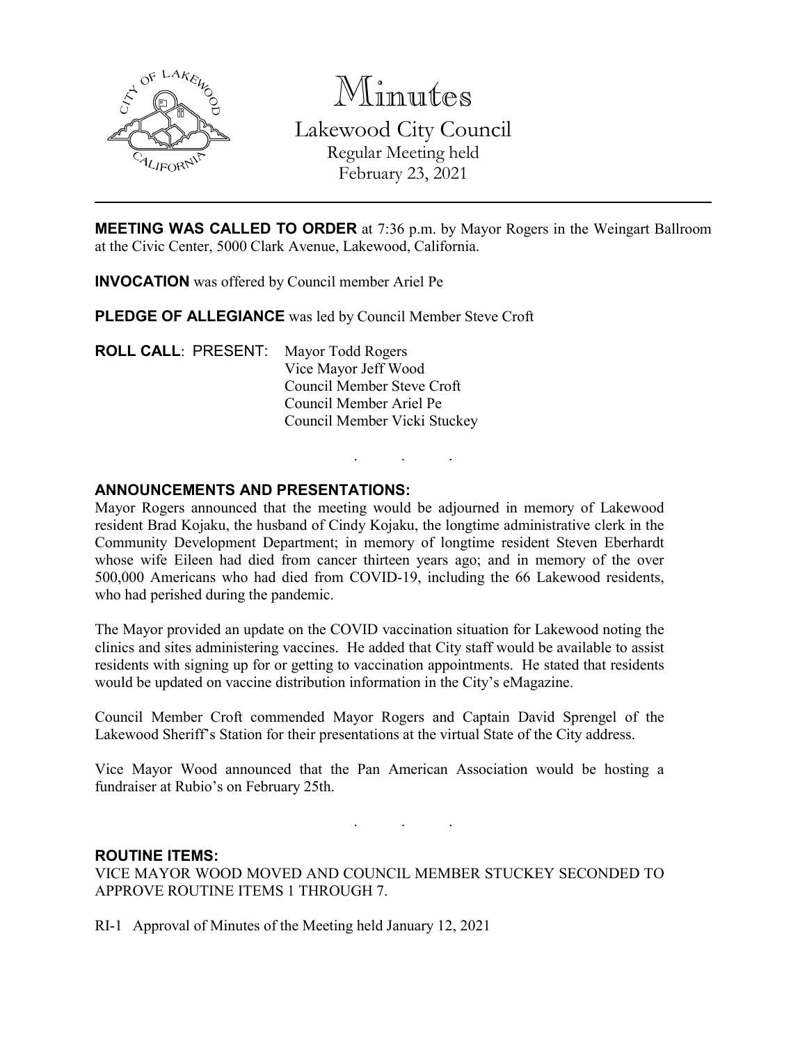# Minutes

## Lakewood City Council

Regular Meeting held
February 23, 2021

---

**MEETING WAS CALLED TO ORDER** at 7:36 p.m. by Mayor Rogers in the Weingart Ballroom at the Civic Center, 5000 Clark Avenue, Lakewood, California.

**INVOCATION** was offered by Council member Ariel Pe

**PLEDGE OF ALLEGIANCE** was led by Council Member Steve Croft

**ROLL CALL**: PRESENT: Mayor Todd Rogers
Vice Mayor Jeff Wood
Council Member Steve Croft
Council Member Ariel Pe
Council Member Vicki Stuckey

. . .

**ANNOUNCEMENTS AND PRESENTATIONS:**

Mayor Rogers announced that the meeting would be adjourned in memory of Lakewood resident Brad Kojaku, the husband of Cindy Kojaku, the longtime administrative clerk in the Community Development Department; in memory of longtime resident Steven Eberhardt whose wife Eileen had died from cancer thirteen years ago; and in memory of the over 500,000 Americans who had died from COVID-19, including the 66 Lakewood residents, who had perished during the pandemic.

The Mayor provided an update on the COVID vaccination situation for Lakewood noting the clinics and sites administering vaccines. He added that City staff would be available to assist residents with signing up for or getting to vaccination appointments. He stated that residents would be updated on vaccine distribution information in the City's eMagazine.

Council Member Croft commended Mayor Rogers and Captain David Sprengel of the Lakewood Sheriff's Station for their presentations at the virtual State of the City address.

Vice Mayor Wood announced that the Pan American Association would be hosting a fundraiser at Rubio's on February 25th.

. . .

**ROUTINE ITEMS:**

VICE MAYOR WOOD MOVED AND COUNCIL MEMBER STUCKEY SECONDED TO APPROVE ROUTINE ITEMS 1 THROUGH 7.

RI-1 Approval of Minutes of the Meeting held January 12, 2021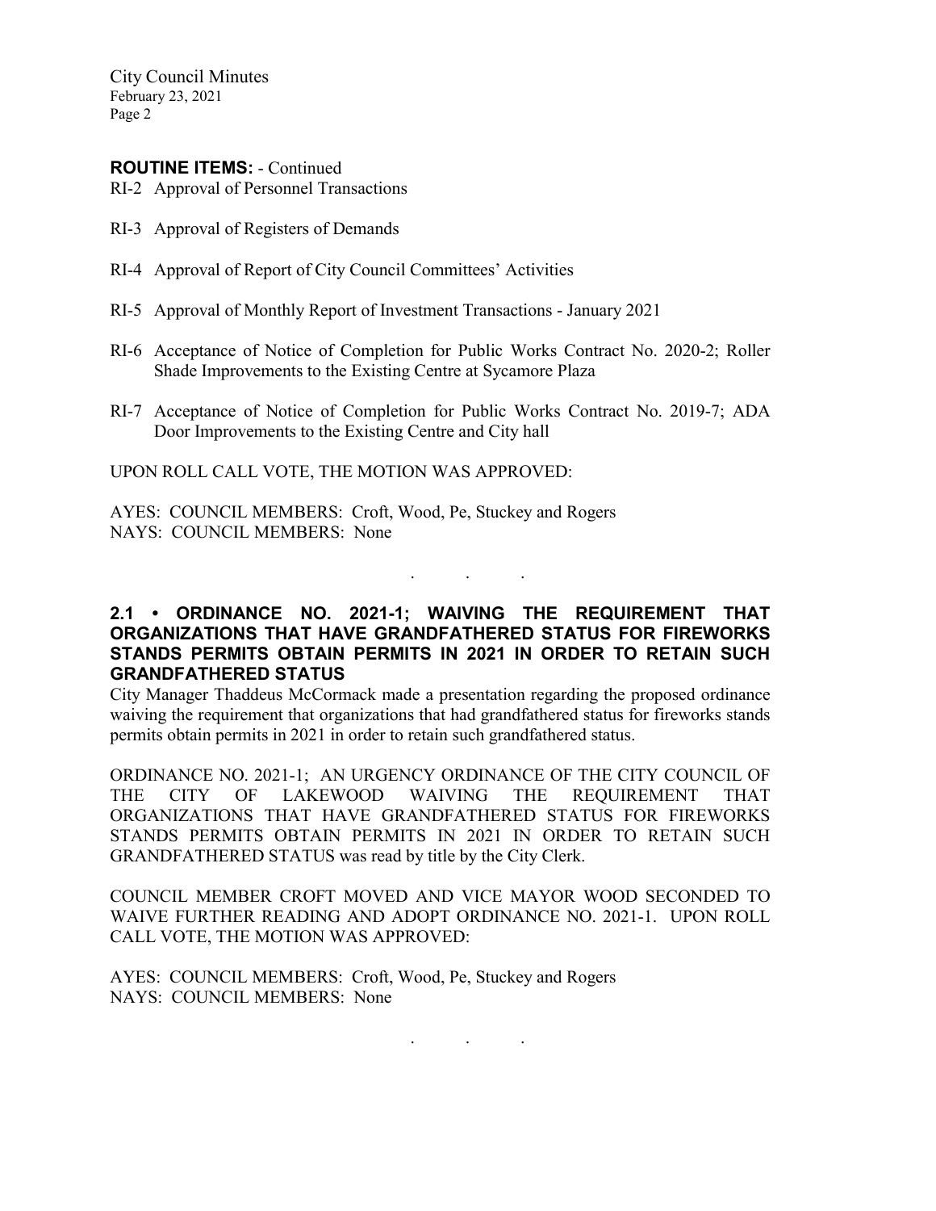**ROUTINE ITEMS:** - Continued

RI-2 Approval of Personnel Transactions

RI-3 Approval of Registers of Demands

RI-4 Approval of Report of City Council Committees' Activities

RI-5 Approval of Monthly Report of Investment Transactions - January 2021

RI-6 Acceptance of Notice of Completion for Public Works Contract No. 2020-2; Roller Shade Improvements to the Existing Centre at Sycamore Plaza

RI-7 Acceptance of Notice of Completion for Public Works Contract No. 2019-7; ADA Door Improvements to the Existing Centre and City hall

UPON ROLL CALL VOTE, THE MOTION WAS APPROVED:

AYES: COUNCIL MEMBERS: Croft, Wood, Pe, Stuckey and Rogers
NAYS: COUNCIL MEMBERS: None

. . .

**2.1 • ORDINANCE NO. 2021-1; WAIVING THE REQUIREMENT THAT ORGANIZATIONS THAT HAVE GRANDFATHERED STATUS FOR FIREWORKS STANDS PERMITS OBTAIN PERMITS IN 2021 IN ORDER TO RETAIN SUCH GRANDFATHERED STATUS**

City Manager Thaddeus McCormack made a presentation regarding the proposed ordinance waiving the requirement that organizations that had grandfathered status for fireworks stands permits obtain permits in 2021 in order to retain such grandfathered status.

ORDINANCE NO. 2021-1; AN URGENCY ORDINANCE OF THE CITY COUNCIL OF THE CITY OF LAKEWOOD WAIVING THE REQUIREMENT THAT ORGANIZATIONS THAT HAVE GRANDFATHERED STATUS FOR FIREWORKS STANDS PERMITS OBTAIN PERMITS IN 2021 IN ORDER TO RETAIN SUCH GRANDFATHERED STATUS was read by title by the City Clerk.

COUNCIL MEMBER CROFT MOVED AND VICE MAYOR WOOD SECONDED TO WAIVE FURTHER READING AND ADOPT ORDINANCE NO. 2021-1. UPON ROLL CALL VOTE, THE MOTION WAS APPROVED:

AYES: COUNCIL MEMBERS: Croft, Wood, Pe, Stuckey and Rogers
NAYS: COUNCIL MEMBERS: None

. . .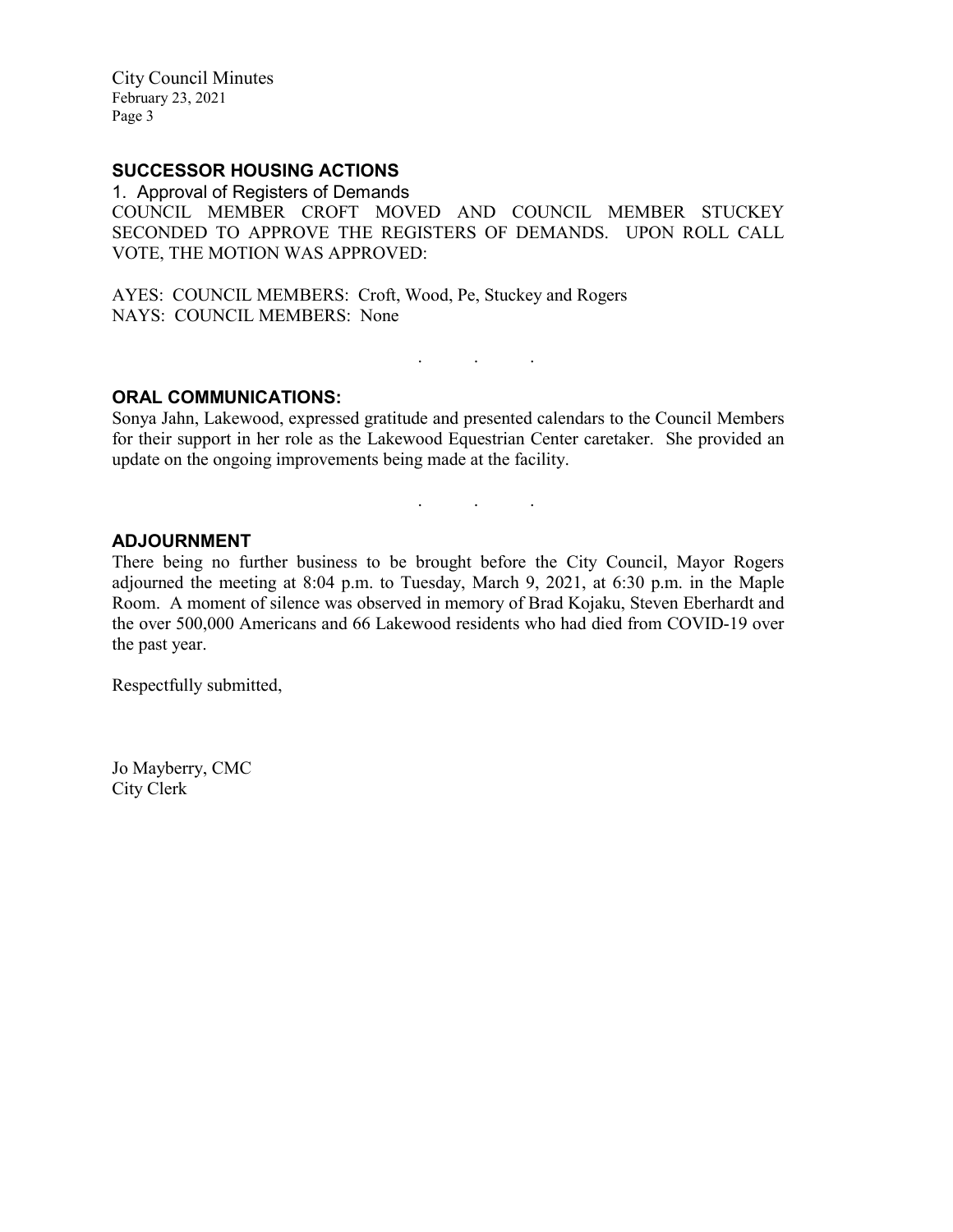## SUCCESSOR HOUSING ACTIONS

1. Approval of Registers of Demands

COUNCIL MEMBER CROFT MOVED AND COUNCIL MEMBER STUCKEY SECONDED TO APPROVE THE REGISTERS OF DEMANDS. UPON ROLL CALL VOTE, THE MOTION WAS APPROVED:

AYES: COUNCIL MEMBERS: Croft, Wood, Pe, Stuckey and Rogers
NAYS: COUNCIL MEMBERS: None

. . .

## ORAL COMMUNICATIONS:

Sonya Jahn, Lakewood, expressed gratitude and presented calendars to the Council Members for their support in her role as the Lakewood Equestrian Center caretaker. She provided an update on the ongoing improvements being made at the facility.

. . .

## ADJOURNMENT

There being no further business to be brought before the City Council, Mayor Rogers adjourned the meeting at 8:04 p.m. to Tuesday, March 9, 2021, at 6:30 p.m. in the Maple Room. A moment of silence was observed in memory of Brad Kojaku, Steven Eberhardt and the over 500,000 Americans and 66 Lakewood residents who had died from COVID-19 over the past year.

Respectfully submitted,

Jo Mayberry, CMC
City Clerk